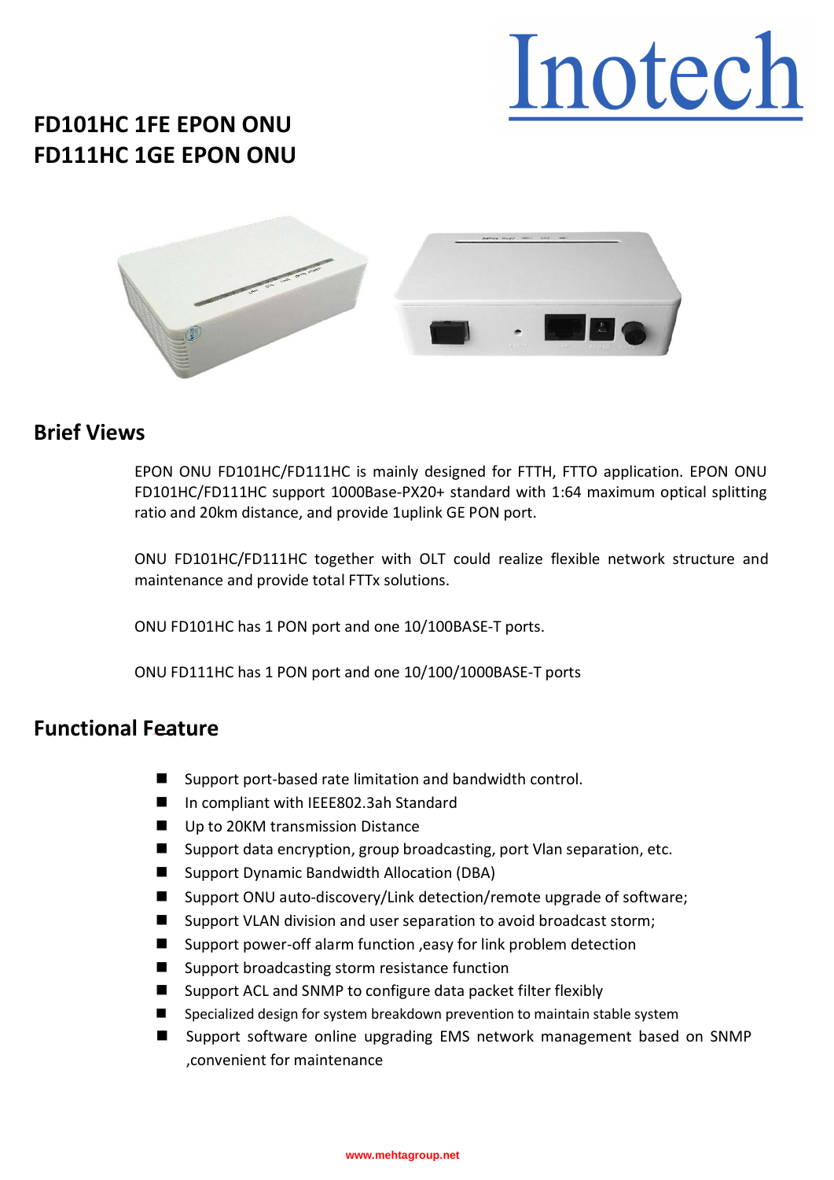Inotech

# FD101HC 1FE EPON ONU
# FD111HC 1GE EPON ONU

## Brief Views

EPON ONU FD101HC/FD111HC is mainly designed for FTTH, FTTO application. EPON ONU FD101HC/FD111HC support 1000Base-PX20+ standard with 1:64 maximum optical splitting ratio and 20km distance, and provide 1uplink GE PON port.

ONU FD101HC/FD111HC together with OLT could realize flexible network structure and maintenance and provide total FTTx solutions.

ONU FD101HC has 1 PON port and one 10/100BASE-T ports.

ONU FD111HC has 1 PON port and one 10/100/1000BASE-T ports

## Functional Feature

- Support port-based rate limitation and bandwidth control.
- In compliant with IEEE802.3ah Standard
- Up to 20KM transmission Distance
- Support data encryption, group broadcasting, port Vlan separation, etc.
- Support Dynamic Bandwidth Allocation (DBA)
- Support ONU auto-discovery/Link detection/remote upgrade of software;
- Support VLAN division and user separation to avoid broadcast storm;
- Support power-off alarm function ,easy for link problem detection
- Support broadcasting storm resistance function
- Support ACL and SNMP to configure data packet filter flexibly
- Specialized design for system breakdown prevention to maintain stable system
- Support software online upgrading EMS network management based on SNMP ,convenient for maintenance

www.mehtagroup.net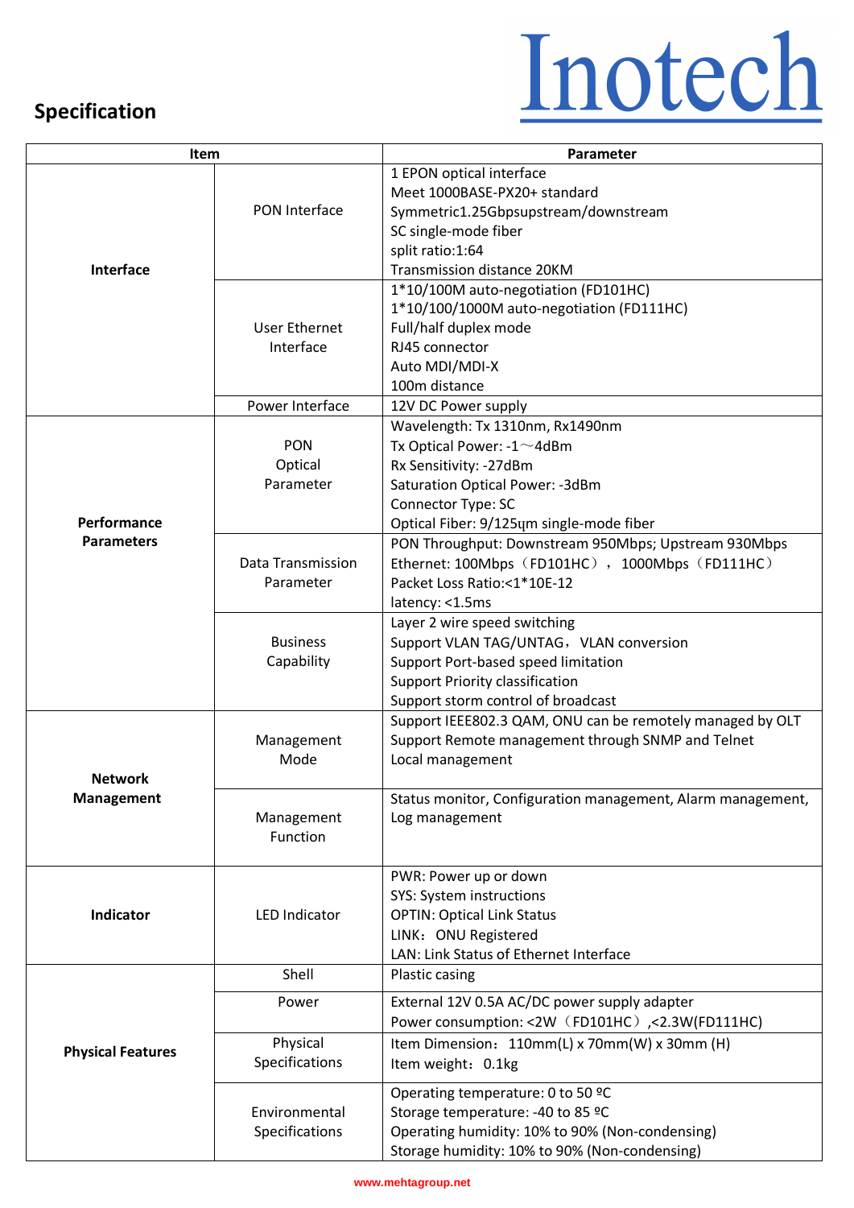## Specification

| Item | | Parameter |
|---|---|---|
| **Interface** | PON Interface | 1 EPON optical interface<br>Meet 1000BASE-PX20+ standard<br>Symmetric1.25Gbpsupstream/downstream<br>SC single-mode fiber<br>split ratio:1:64<br>Transmission distance 20KM |
| | User Ethernet Interface | 1*10/100M auto-negotiation (FD101HC)<br>1*10/100/1000M auto-negotiation (FD111HC)<br>Full/half duplex mode<br>RJ45 connector<br>Auto MDI/MDI-X<br>100m distance |
| | Power Interface | 12V DC Power supply |
| **Performance Parameters** | PON Optical Parameter | Wavelength: Tx 1310nm, Rx1490nm<br>Tx Optical Power: -1～4dBm<br>Rx Sensitivity: -27dBm<br>Saturation Optical Power: -3dBm<br>Connector Type: SC<br>Optical Fiber: 9/125ɥm single-mode fiber |
| | Data Transmission Parameter | PON Throughput: Downstream 950Mbps; Upstream 930Mbps<br>Ethernet: 100Mbps（FD101HC），1000Mbps（FD111HC）<br>Packet Loss Ratio:<1*10E-12<br>latency: <1.5ms |
| | Business Capability | Layer 2 wire speed switching<br>Support VLAN TAG/UNTAG，VLAN conversion<br>Support Port-based speed limitation<br>Support Priority classification<br>Support storm control of broadcast |
| **Network Management** | Management Mode | Support IEEE802.3 QAM, ONU can be remotely managed by OLT<br>Support Remote management through SNMP and Telnet<br>Local management |
| | Management Function | Status monitor, Configuration management, Alarm management, Log management |
| **Indicator** | LED Indicator | PWR: Power up or down<br>SYS: System instructions<br>OPTIN: Optical Link Status<br>LINK：ONU Registered<br>LAN: Link Status of Ethernet Interface |
| **Physical Features** | Shell | Plastic casing |
| | Power | External 12V 0.5A AC/DC power supply adapter<br>Power consumption: <2W（FD101HC）,<2.3W(FD111HC) |
| | Physical Specifications | Item Dimension：110mm(L) x 70mm(W) x 30mm (H)<br>Item weight：0.1kg |
| | Environmental Specifications | Operating temperature: 0 to 50 ºC<br>Storage temperature: -40 to 85 ºC<br>Operating humidity: 10% to 90% (Non-condensing)<br>Storage humidity: 10% to 90% (Non-condensing) |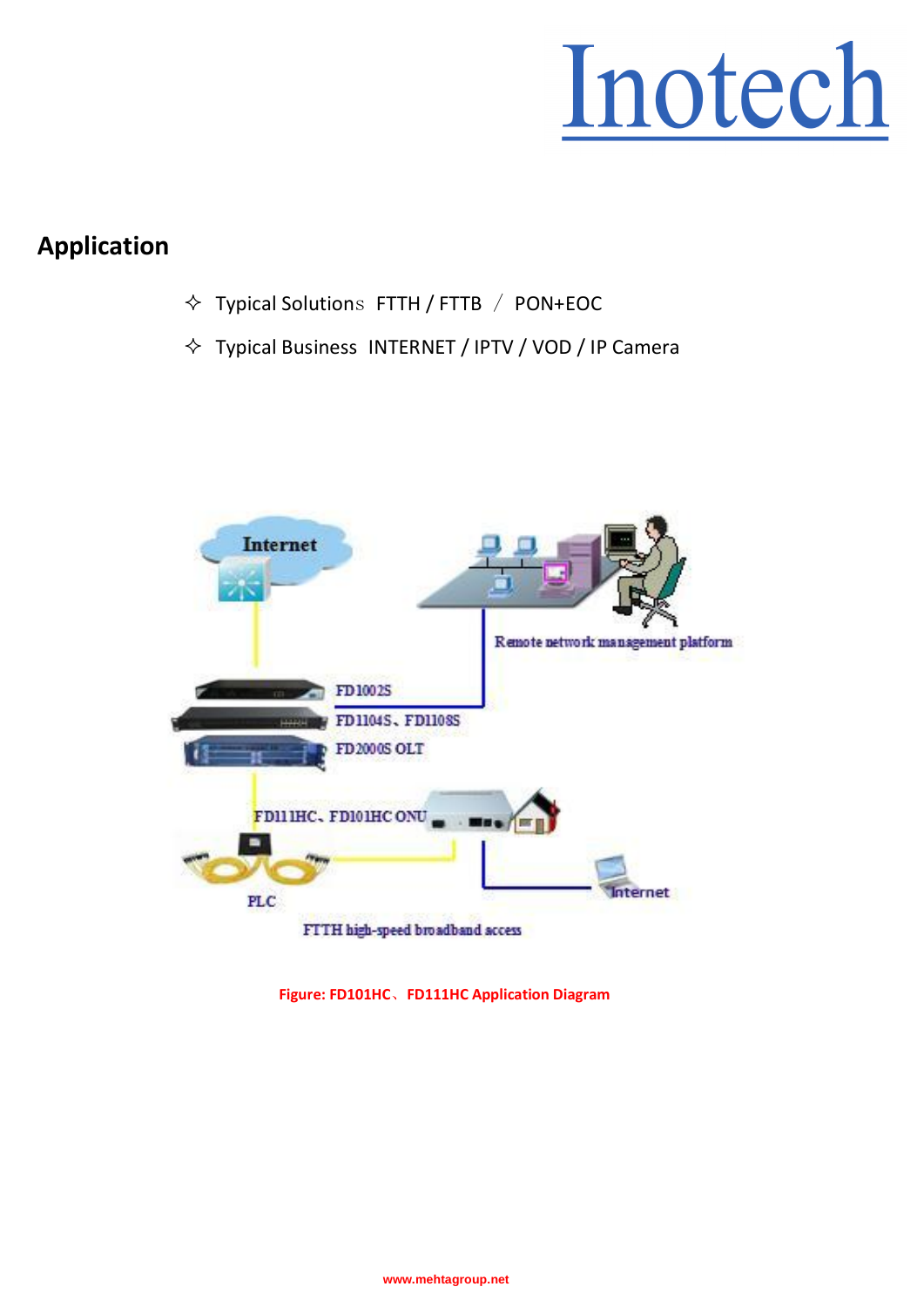## Application

- ✧ Typical Solutions FTTH / FTTB / PON+EOC
- ✧ Typical Business INTERNET / IPTV / VOD / IP Camera

Internet

Remote network management platform

FD1002S

FD1104S、FD1108S

FD2000S OLT

FD111HC、FD101HC ONU

PLC

Internet

FTTH high-speed broadband access

Figure: FD101HC、FD111HC Application Diagram

www.mehtagroup.net